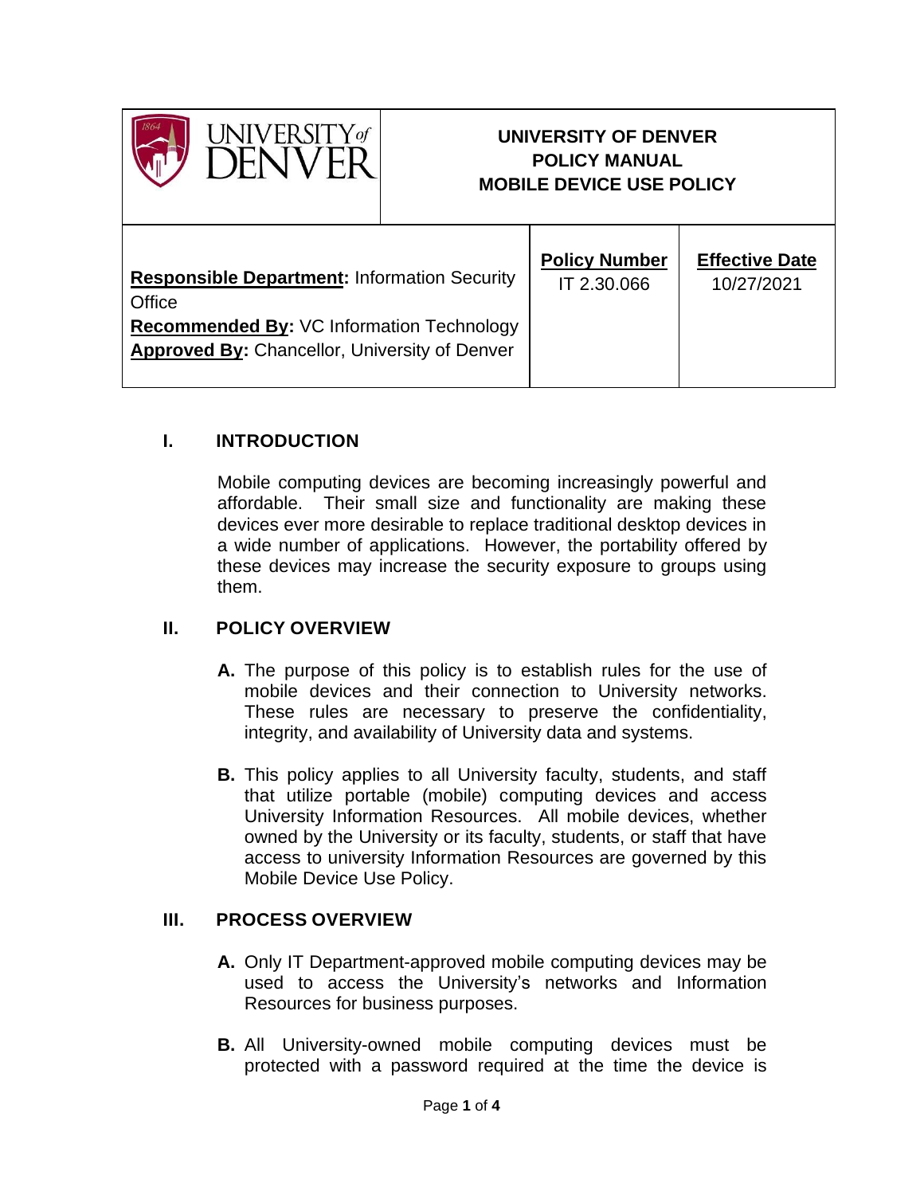| UNIVERSITY of DENVER | UNIVERSITY OF DENVER POLICY MANUAL MOBILE DEVICE USE POLICY | |
|---|---|---|
| **Responsible Department:** Information Security Office<br>**Recommended By:** VC Information Technology<br>**Approved By:** Chancellor, University of Denver | **Policy Number**<br>IT 2.30.066 | **Effective Date**<br>10/27/2021 |

## I. INTRODUCTION

Mobile computing devices are becoming increasingly powerful and affordable. Their small size and functionality are making these devices ever more desirable to replace traditional desktop devices in a wide number of applications. However, the portability offered by these devices may increase the security exposure to groups using them.

## II. POLICY OVERVIEW

**A.** The purpose of this policy is to establish rules for the use of mobile devices and their connection to University networks. These rules are necessary to preserve the confidentiality, integrity, and availability of University data and systems.

**B.** This policy applies to all University faculty, students, and staff that utilize portable (mobile) computing devices and access University Information Resources. All mobile devices, whether owned by the University or its faculty, students, or staff that have access to university Information Resources are governed by this Mobile Device Use Policy.

## III. PROCESS OVERVIEW

**A.** Only IT Department-approved mobile computing devices may be used to access the University's networks and Information Resources for business purposes.

**B.** All University-owned mobile computing devices must be protected with a password required at the time the device is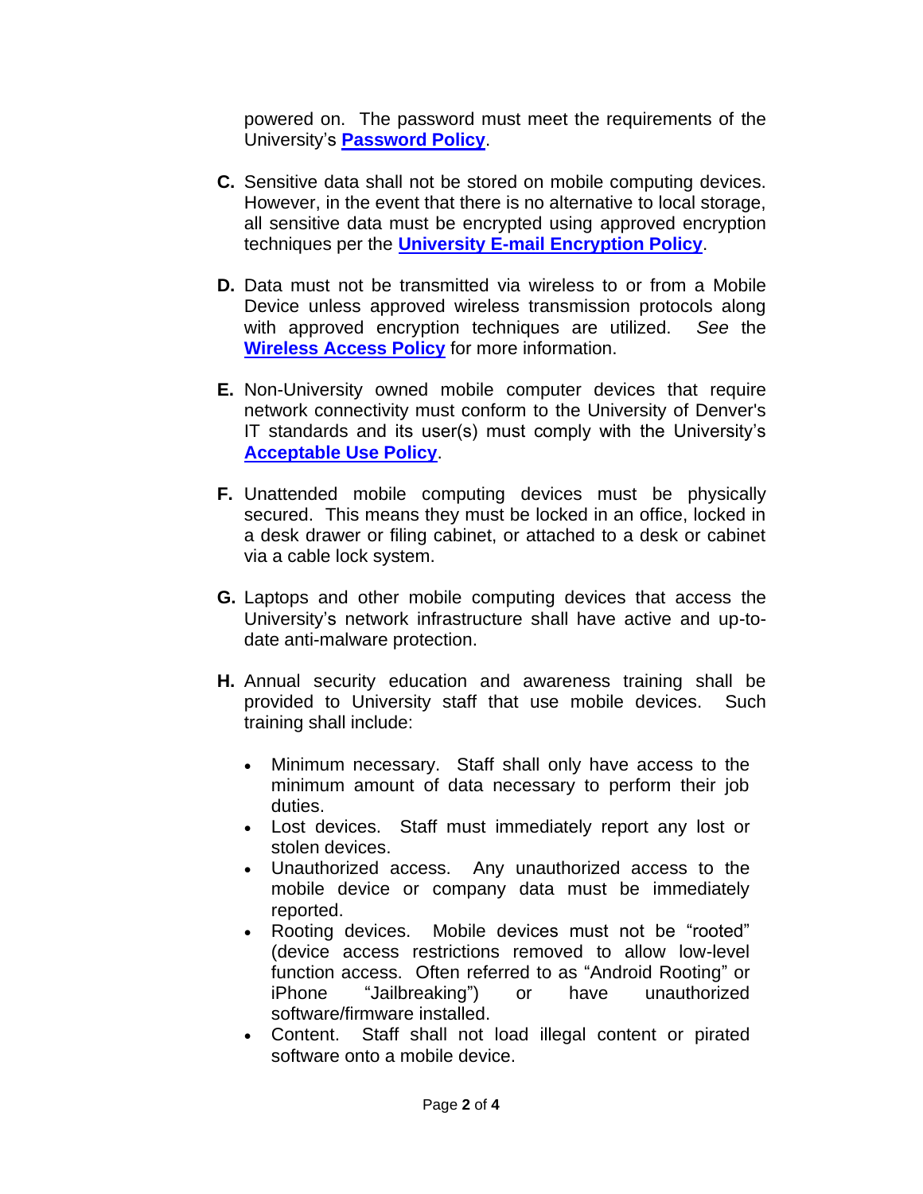powered on. The password must meet the requirements of the University's **Password Policy**.

**C.** Sensitive data shall not be stored on mobile computing devices. However, in the event that there is no alternative to local storage, all sensitive data must be encrypted using approved encryption techniques per the **University E-mail Encryption Policy**.

**D.** Data must not be transmitted via wireless to or from a Mobile Device unless approved wireless transmission protocols along with approved encryption techniques are utilized. *See* the **Wireless Access Policy** for more information.

**E.** Non-University owned mobile computer devices that require network connectivity must conform to the University of Denver's IT standards and its user(s) must comply with the University's **Acceptable Use Policy**.

**F.** Unattended mobile computing devices must be physically secured. This means they must be locked in an office, locked in a desk drawer or filing cabinet, or attached to a desk or cabinet via a cable lock system.

**G.** Laptops and other mobile computing devices that access the University's network infrastructure shall have active and up-to-date anti-malware protection.

**H.** Annual security education and awareness training shall be provided to University staff that use mobile devices. Such training shall include:

- Minimum necessary. Staff shall only have access to the minimum amount of data necessary to perform their job duties.
- Lost devices. Staff must immediately report any lost or stolen devices.
- Unauthorized access. Any unauthorized access to the mobile device or company data must be immediately reported.
- Rooting devices. Mobile devices must not be "rooted" (device access restrictions removed to allow low-level function access. Often referred to as "Android Rooting" or iPhone "Jailbreaking") or have unauthorized software/firmware installed.
- Content. Staff shall not load illegal content or pirated software onto a mobile device.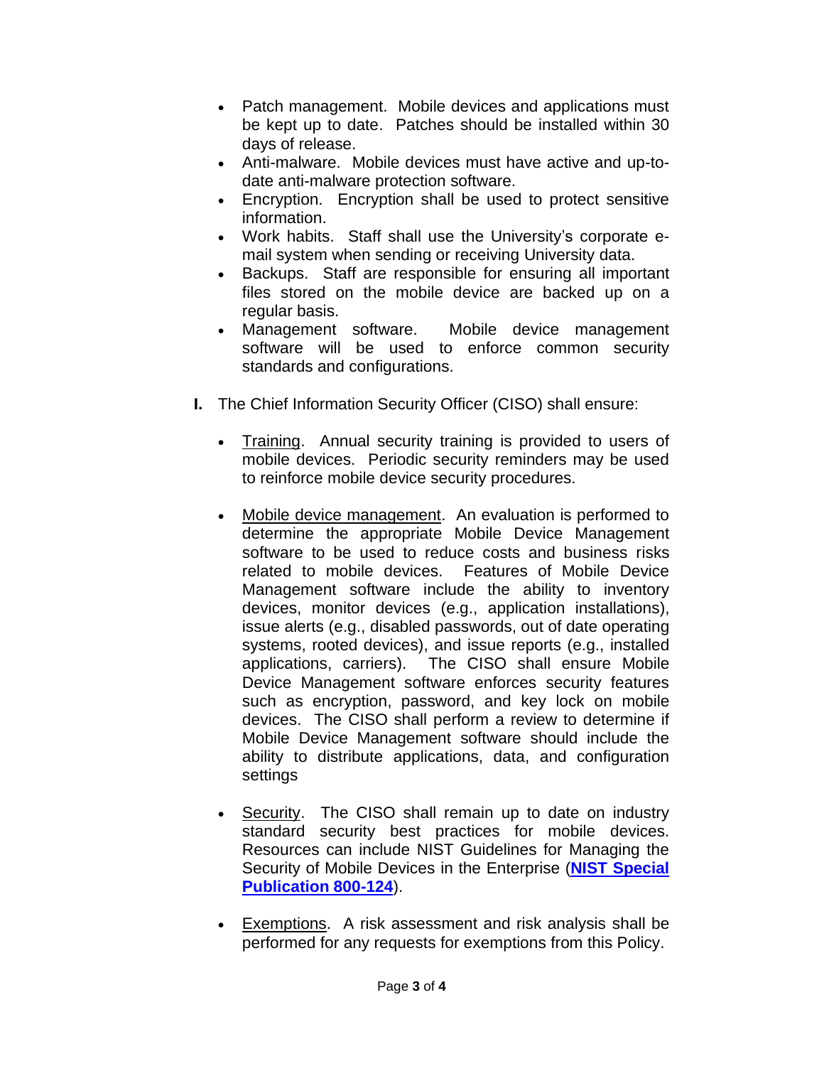- Patch management. Mobile devices and applications must be kept up to date. Patches should be installed within 30 days of release.
- Anti-malware. Mobile devices must have active and up-to-date anti-malware protection software.
- Encryption. Encryption shall be used to protect sensitive information.
- Work habits. Staff shall use the University's corporate e-mail system when sending or receiving University data.
- Backups. Staff are responsible for ensuring all important files stored on the mobile device are backed up on a regular basis.
- Management software. Mobile device management software will be used to enforce common security standards and configurations.

**I.** The Chief Information Security Officer (CISO) shall ensure:

- <u>Training</u>. Annual security training is provided to users of mobile devices. Periodic security reminders may be used to reinforce mobile device security procedures.

- <u>Mobile device management</u>. An evaluation is performed to determine the appropriate Mobile Device Management software to be used to reduce costs and business risks related to mobile devices. Features of Mobile Device Management software include the ability to inventory devices, monitor devices (e.g., application installations), issue alerts (e.g., disabled passwords, out of date operating systems, rooted devices), and issue reports (e.g., installed applications, carriers). The CISO shall ensure Mobile Device Management software enforces security features such as encryption, password, and key lock on mobile devices. The CISO shall perform a review to determine if Mobile Device Management software should include the ability to distribute applications, data, and configuration settings

- <u>Security</u>. The CISO shall remain up to date on industry standard security best practices for mobile devices. Resources can include NIST Guidelines for Managing the Security of Mobile Devices in the Enterprise (**NIST Special Publication 800-124**).

- <u>Exemptions</u>. A risk assessment and risk analysis shall be performed for any requests for exemptions from this Policy.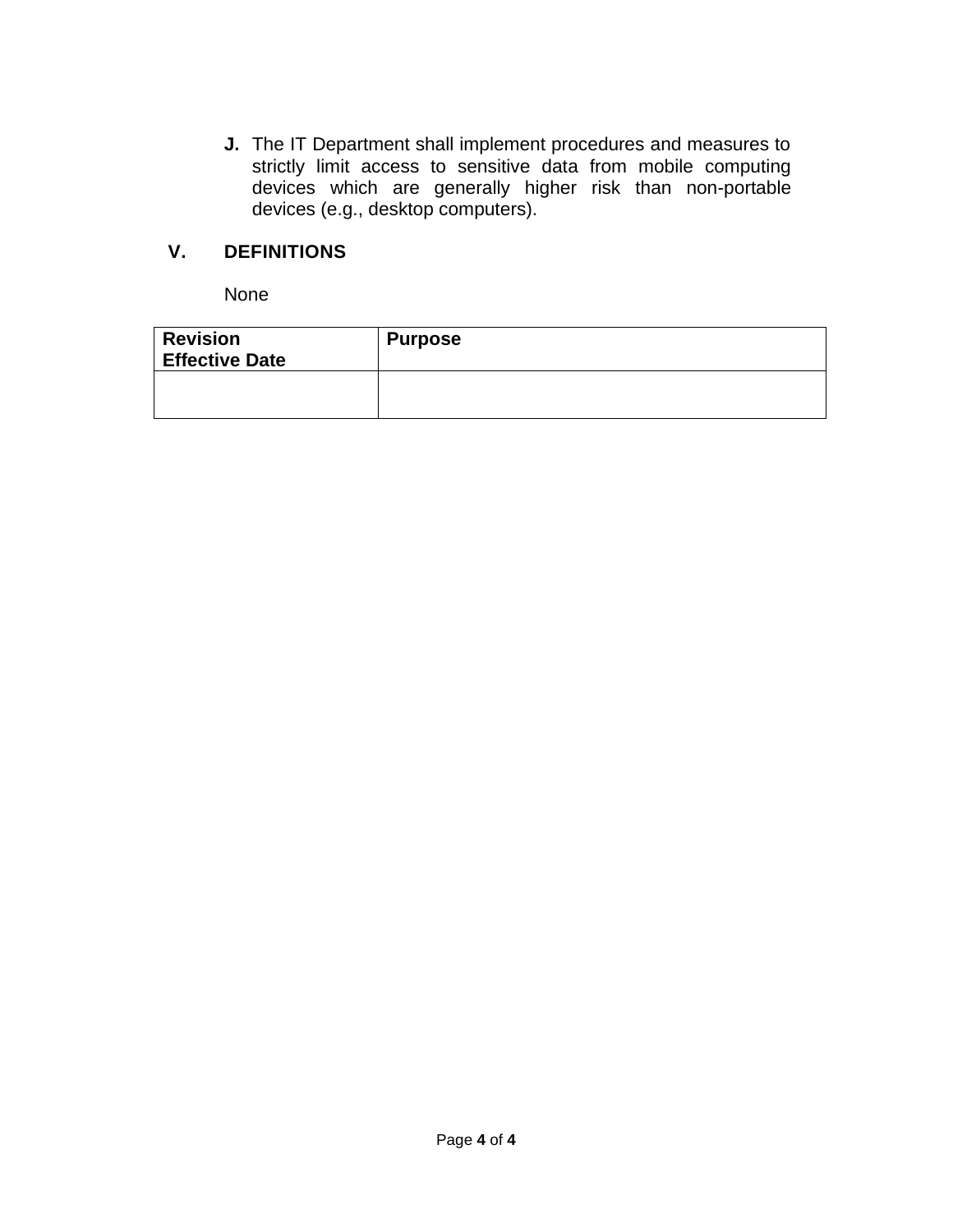**J.** The IT Department shall implement procedures and measures to strictly limit access to sensitive data from mobile computing devices which are generally higher risk than non-portable devices (e.g., desktop computers).

## V. DEFINITIONS

None

| Revision Effective Date | Purpose |
|---|---|
| | |